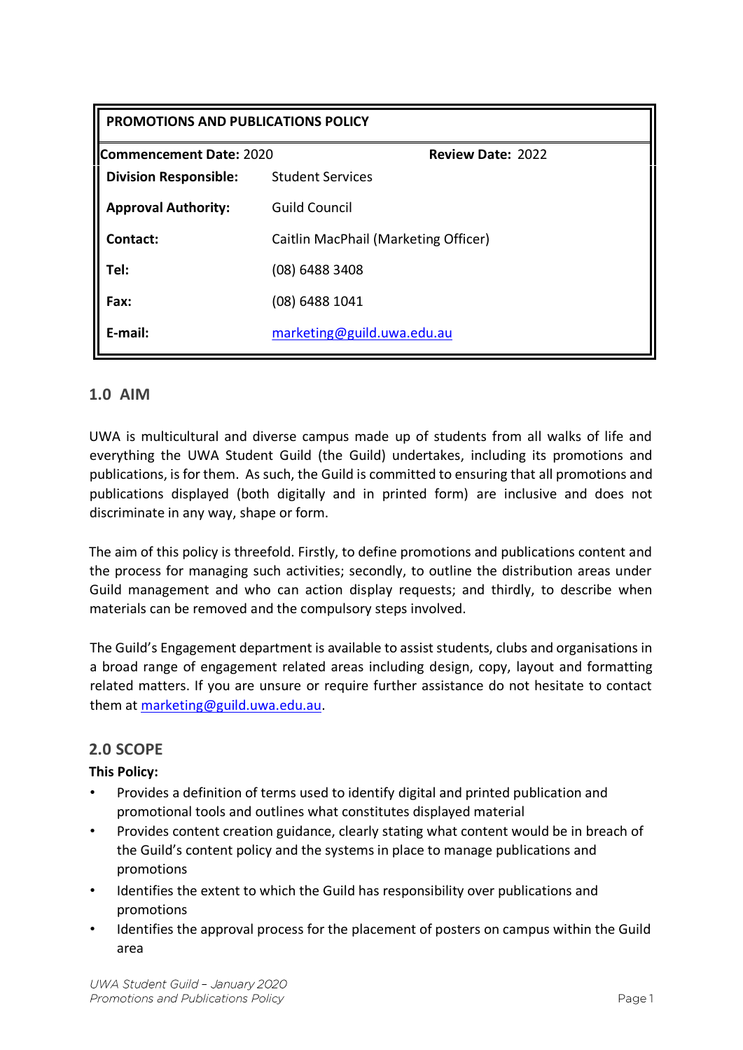| PROMOTIONS AND PUBLICATIONS POLICY | |
|---|---|
| **Commencement Date:** 2020 | **Review Date:** 2022 |
| **Division Responsible:** | Student Services |
| **Approval Authority:** | Guild Council |
| **Contact:** | Caitlin MacPhail (Marketing Officer) |
| **Tel:** | (08) 6488 3408 |
| **Fax:** | (08) 6488 1041 |
| **E-mail:** | marketing@guild.uwa.edu.au |

## 1.0 AIM

UWA is multicultural and diverse campus made up of students from all walks of life and everything the UWA Student Guild (the Guild) undertakes, including its promotions and publications, is for them. As such, the Guild is committed to ensuring that all promotions and publications displayed (both digitally and in printed form) are inclusive and does not discriminate in any way, shape or form.

The aim of this policy is threefold. Firstly, to define promotions and publications content and the process for managing such activities; secondly, to outline the distribution areas under Guild management and who can action display requests; and thirdly, to describe when materials can be removed and the compulsory steps involved.

The Guild's Engagement department is available to assist students, clubs and organisations in a broad range of engagement related areas including design, copy, layout and formatting related matters. If you are unsure or require further assistance do not hesitate to contact them at marketing@guild.uwa.edu.au.

## 2.0 SCOPE

**This Policy:**

- Provides a definition of terms used to identify digital and printed publication and promotional tools and outlines what constitutes displayed material
- Provides content creation guidance, clearly stating what content would be in breach of the Guild's content policy and the systems in place to manage publications and promotions
- Identifies the extent to which the Guild has responsibility over publications and promotions
- Identifies the approval process for the placement of posters on campus within the Guild area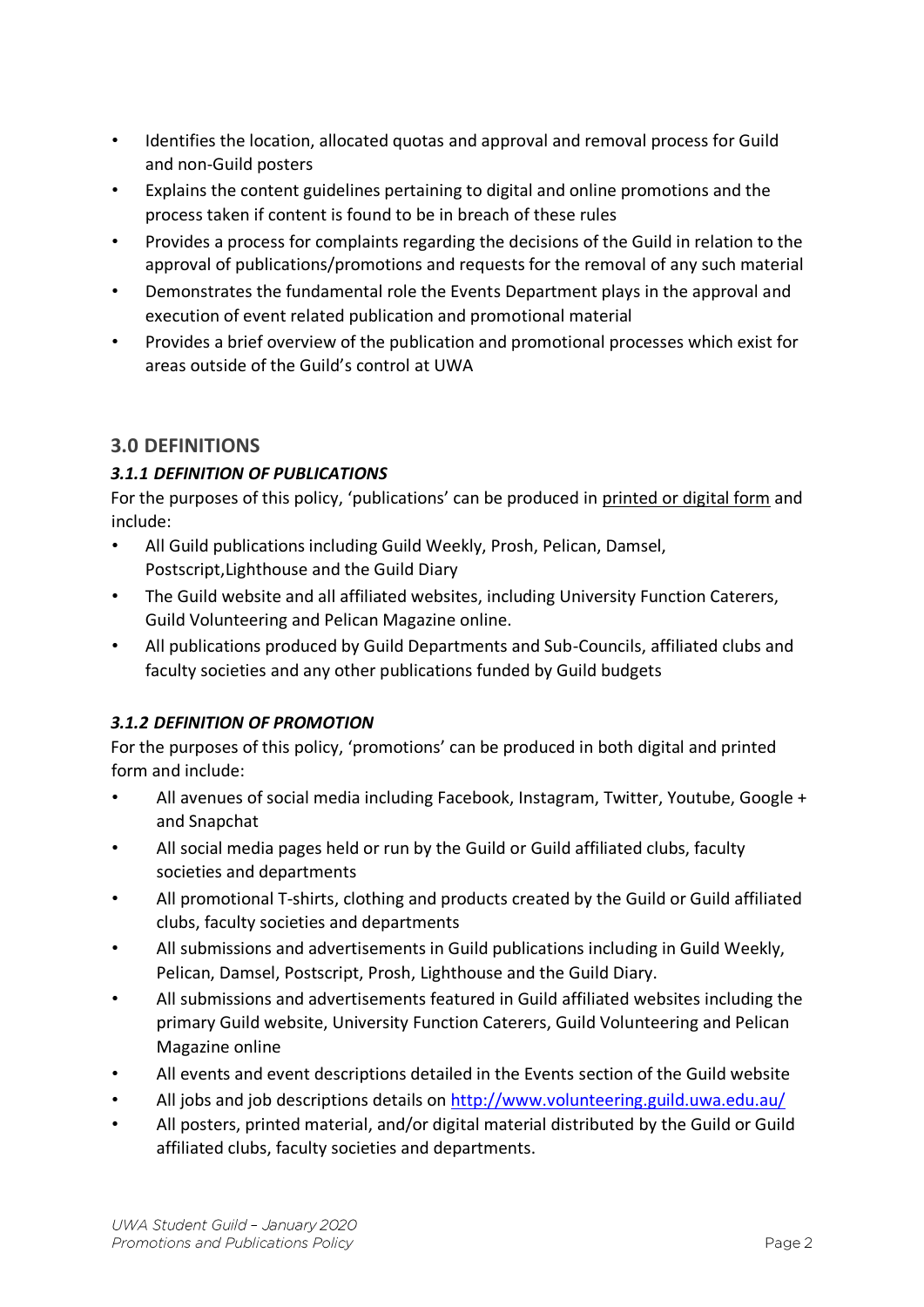- Identifies the location, allocated quotas and approval and removal process for Guild and non-Guild posters
- Explains the content guidelines pertaining to digital and online promotions and the process taken if content is found to be in breach of these rules
- Provides a process for complaints regarding the decisions of the Guild in relation to the approval of publications/promotions and requests for the removal of any such material
- Demonstrates the fundamental role the Events Department plays in the approval and execution of event related publication and promotional material
- Provides a brief overview of the publication and promotional processes which exist for areas outside of the Guild's control at UWA

## 3.0 DEFINITIONS

### *3.1.1 DEFINITION OF PUBLICATIONS*

For the purposes of this policy, 'publications' can be produced in printed or digital form and include:

- All Guild publications including Guild Weekly, Prosh, Pelican, Damsel, Postscript,Lighthouse and the Guild Diary
- The Guild website and all affiliated websites, including University Function Caterers, Guild Volunteering and Pelican Magazine online.
- All publications produced by Guild Departments and Sub-Councils, affiliated clubs and faculty societies and any other publications funded by Guild budgets

### *3.1.2 DEFINITION OF PROMOTION*

For the purposes of this policy, 'promotions' can be produced in both digital and printed form and include:

- All avenues of social media including Facebook, Instagram, Twitter, Youtube, Google + and Snapchat
- All social media pages held or run by the Guild or Guild affiliated clubs, faculty societies and departments
- All promotional T-shirts, clothing and products created by the Guild or Guild affiliated clubs, faculty societies and departments
- All submissions and advertisements in Guild publications including in Guild Weekly, Pelican, Damsel, Postscript, Prosh, Lighthouse and the Guild Diary.
- All submissions and advertisements featured in Guild affiliated websites including the primary Guild website, University Function Caterers, Guild Volunteering and Pelican Magazine online
- All events and event descriptions detailed in the Events section of the Guild website
- All jobs and job descriptions details on http://www.volunteering.guild.uwa.edu.au/
- All posters, printed material, and/or digital material distributed by the Guild or Guild affiliated clubs, faculty societies and departments.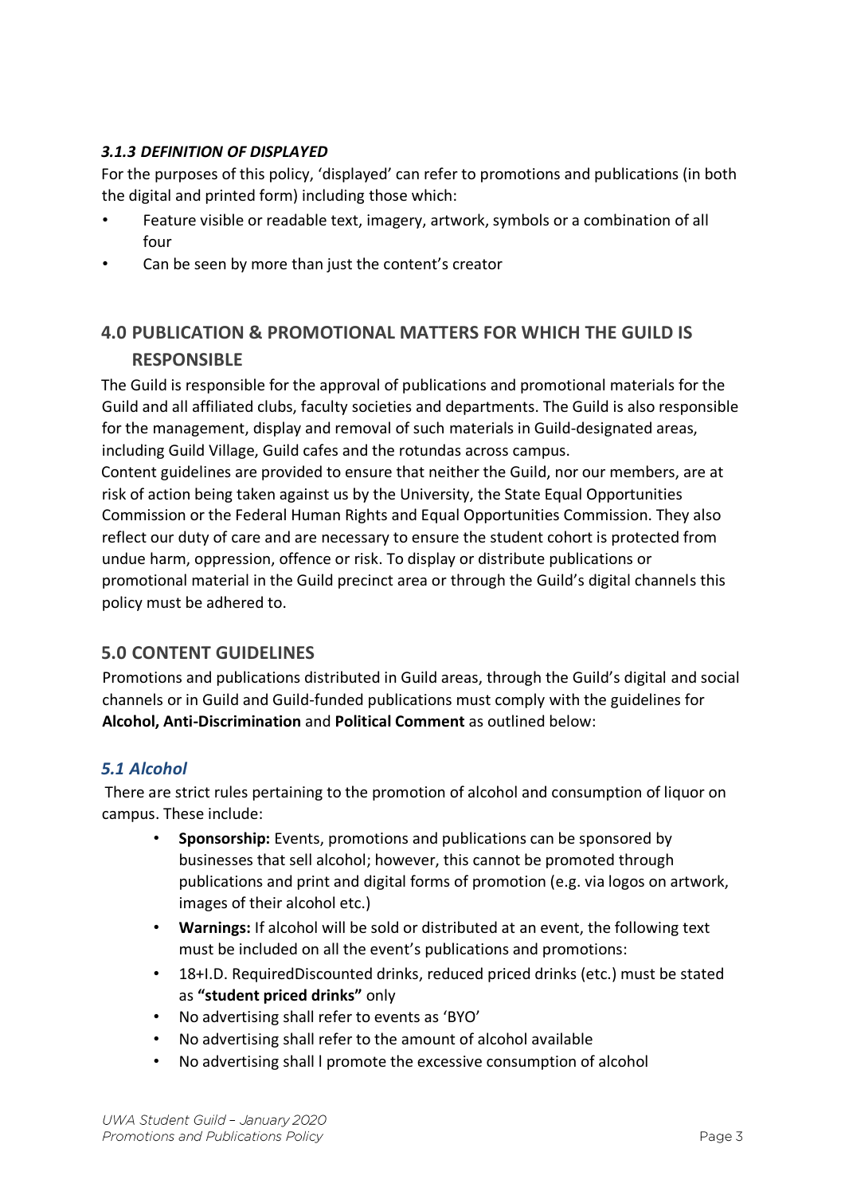### *3.1.3 DEFINITION OF DISPLAYED*

For the purposes of this policy, 'displayed' can refer to promotions and publications (in both the digital and printed form) including those which:

- Feature visible or readable text, imagery, artwork, symbols or a combination of all four
- Can be seen by more than just the content's creator

## 4.0 PUBLICATION & PROMOTIONAL MATTERS FOR WHICH THE GUILD IS RESPONSIBLE

The Guild is responsible for the approval of publications and promotional materials for the Guild and all affiliated clubs, faculty societies and departments. The Guild is also responsible for the management, display and removal of such materials in Guild-designated areas, including Guild Village, Guild cafes and the rotundas across campus.

Content guidelines are provided to ensure that neither the Guild, nor our members, are at risk of action being taken against us by the University, the State Equal Opportunities Commission or the Federal Human Rights and Equal Opportunities Commission. They also reflect our duty of care and are necessary to ensure the student cohort is protected from undue harm, oppression, offence or risk. To display or distribute publications or promotional material in the Guild precinct area or through the Guild's digital channels this policy must be adhered to.

## 5.0 CONTENT GUIDELINES

Promotions and publications distributed in Guild areas, through the Guild's digital and social channels or in Guild and Guild-funded publications must comply with the guidelines for **Alcohol, Anti-Discrimination** and **Political Comment** as outlined below:

### *5.1 Alcohol*

There are strict rules pertaining to the promotion of alcohol and consumption of liquor on campus. These include:

- **Sponsorship:** Events, promotions and publications can be sponsored by businesses that sell alcohol; however, this cannot be promoted through publications and print and digital forms of promotion (e.g. via logos on artwork, images of their alcohol etc.)
- **Warnings:** If alcohol will be sold or distributed at an event, the following text must be included on all the event's publications and promotions:
- 18+I.D. RequiredDiscounted drinks, reduced priced drinks (etc.) must be stated as **"student priced drinks"** only
- No advertising shall refer to events as 'BYO'
- No advertising shall refer to the amount of alcohol available
- No advertising shall l promote the excessive consumption of alcohol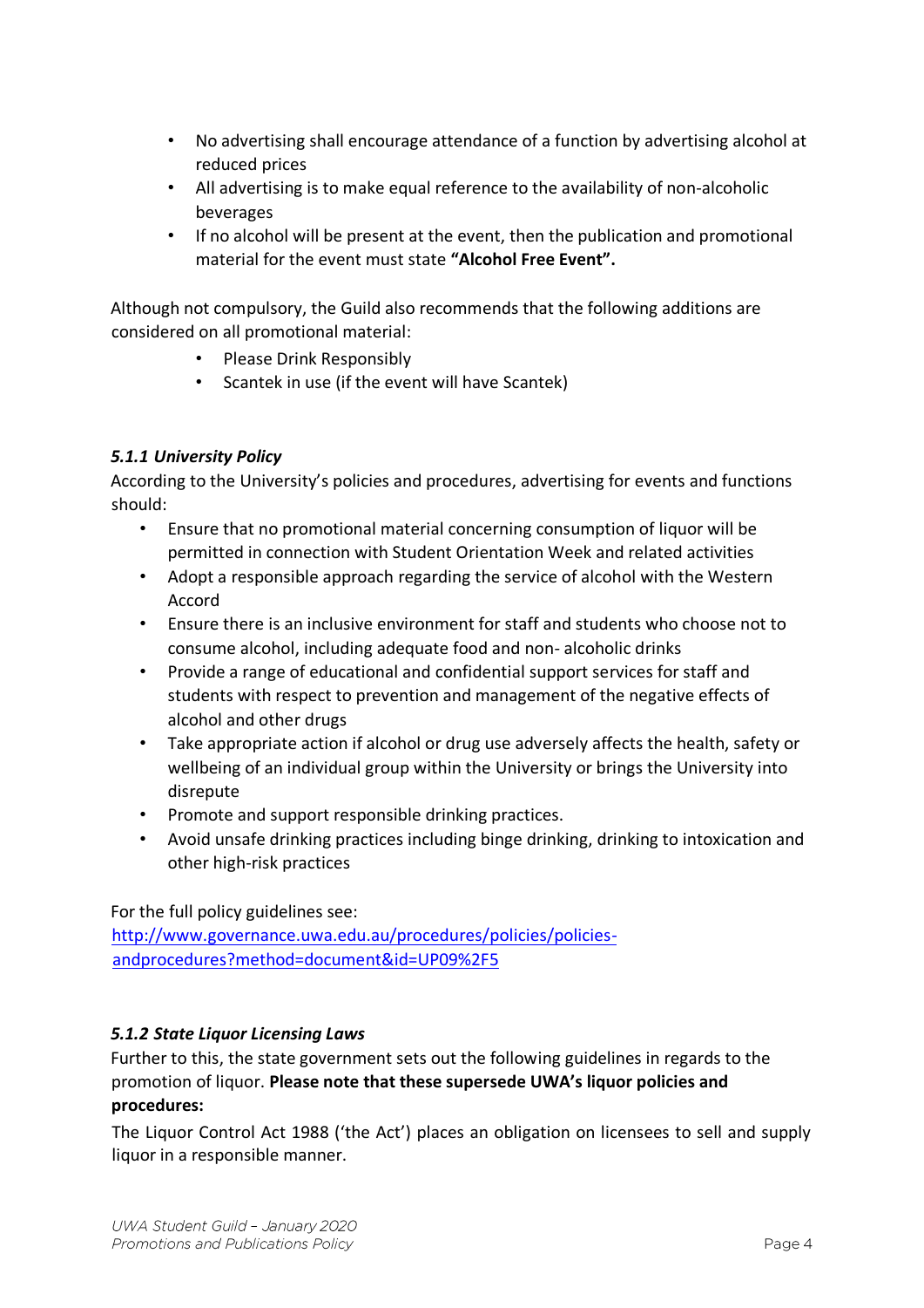- No advertising shall encourage attendance of a function by advertising alcohol at reduced prices
- All advertising is to make equal reference to the availability of non-alcoholic beverages
- If no alcohol will be present at the event, then the publication and promotional material for the event must state **"Alcohol Free Event".**

Although not compulsory, the Guild also recommends that the following additions are considered on all promotional material:

- Please Drink Responsibly
- Scantek in use (if the event will have Scantek)

### *5.1.1 University Policy*

According to the University's policies and procedures, advertising for events and functions should:

- Ensure that no promotional material concerning consumption of liquor will be permitted in connection with Student Orientation Week and related activities
- Adopt a responsible approach regarding the service of alcohol with the Western Accord
- Ensure there is an inclusive environment for staff and students who choose not to consume alcohol, including adequate food and non- alcoholic drinks
- Provide a range of educational and confidential support services for staff and students with respect to prevention and management of the negative effects of alcohol and other drugs
- Take appropriate action if alcohol or drug use adversely affects the health, safety or wellbeing of an individual group within the University or brings the University into disrepute
- Promote and support responsible drinking practices.
- Avoid unsafe drinking practices including binge drinking, drinking to intoxication and other high-risk practices

For the full policy guidelines see:
[http://www.governance.uwa.edu.au/procedures/policies/policies-andprocedures?method=document&id=UP09%2F5](http://www.governance.uwa.edu.au/procedures/policies/policies-andprocedures?method=document&id=UP09%2F5)

### *5.1.2 State Liquor Licensing Laws*

Further to this, the state government sets out the following guidelines in regards to the promotion of liquor. **Please note that these supersede UWA's liquor policies and procedures:**

The Liquor Control Act 1988 ('the Act') places an obligation on licensees to sell and supply liquor in a responsible manner.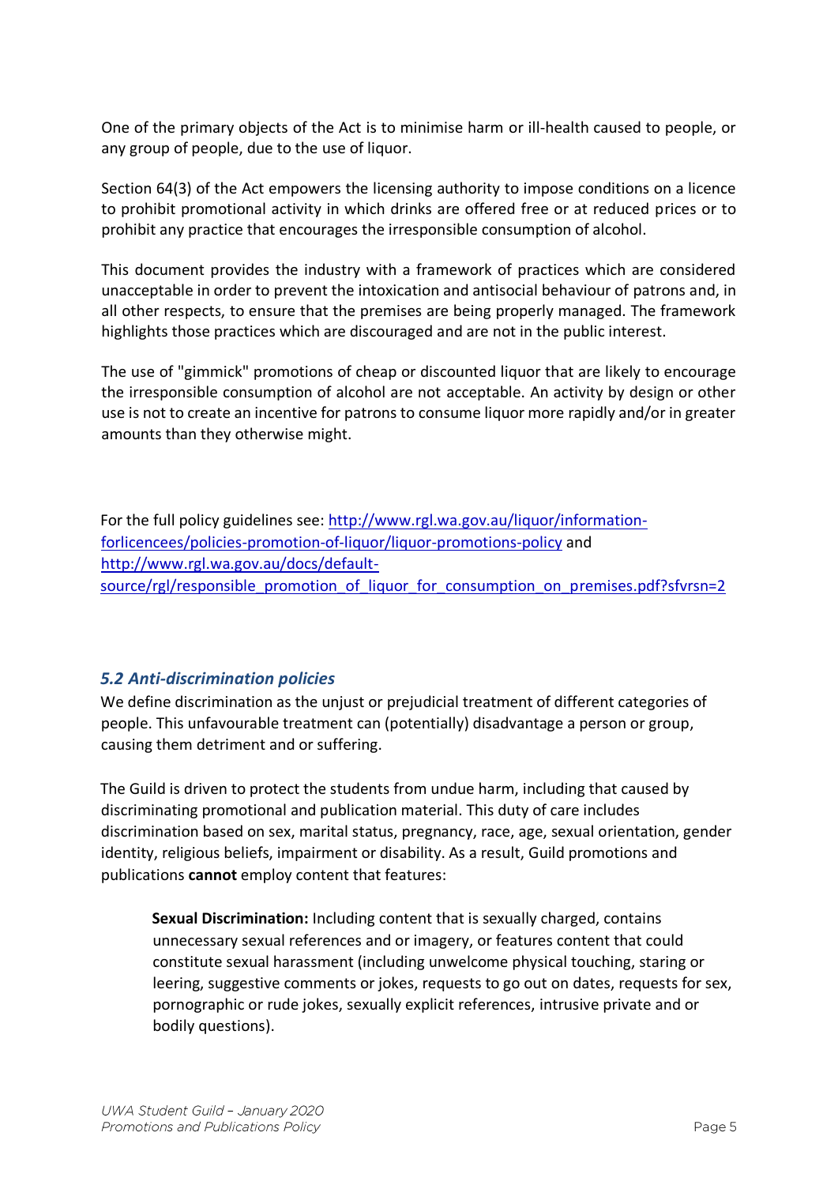One of the primary objects of the Act is to minimise harm or ill-health caused to people, or any group of people, due to the use of liquor.

Section 64(3) of the Act empowers the licensing authority to impose conditions on a licence to prohibit promotional activity in which drinks are offered free or at reduced prices or to prohibit any practice that encourages the irresponsible consumption of alcohol.

This document provides the industry with a framework of practices which are considered unacceptable in order to prevent the intoxication and antisocial behaviour of patrons and, in all other respects, to ensure that the premises are being properly managed. The framework highlights those practices which are discouraged and are not in the public interest.

The use of "gimmick" promotions of cheap or discounted liquor that are likely to encourage the irresponsible consumption of alcohol are not acceptable. An activity by design or other use is not to create an incentive for patrons to consume liquor more rapidly and/or in greater amounts than they otherwise might.

For the full policy guidelines see: [http://www.rgl.wa.gov.au/liquor/information-forlicencees/policies-promotion-of-liquor/liquor-promotions-policy](http://www.rgl.wa.gov.au/liquor/information-forlicencees/policies-promotion-of-liquor/liquor-promotions-policy) and [http://www.rgl.wa.gov.au/docs/default-source/rgl/responsible_promotion_of_liquor_for_consumption_on_premises.pdf?sfvrsn=2](http://www.rgl.wa.gov.au/docs/default-source/rgl/responsible_promotion_of_liquor_for_consumption_on_premises.pdf?sfvrsn=2)

### *5.2 Anti-discrimination policies*

We define discrimination as the unjust or prejudicial treatment of different categories of people. This unfavourable treatment can (potentially) disadvantage a person or group, causing them detriment and or suffering.

The Guild is driven to protect the students from undue harm, including that caused by discriminating promotional and publication material. This duty of care includes discrimination based on sex, marital status, pregnancy, race, age, sexual orientation, gender identity, religious beliefs, impairment or disability. As a result, Guild promotions and publications **cannot** employ content that features:

> **Sexual Discrimination:** Including content that is sexually charged, contains unnecessary sexual references and or imagery, or features content that could constitute sexual harassment (including unwelcome physical touching, staring or leering, suggestive comments or jokes, requests to go out on dates, requests for sex, pornographic or rude jokes, sexually explicit references, intrusive private and or bodily questions).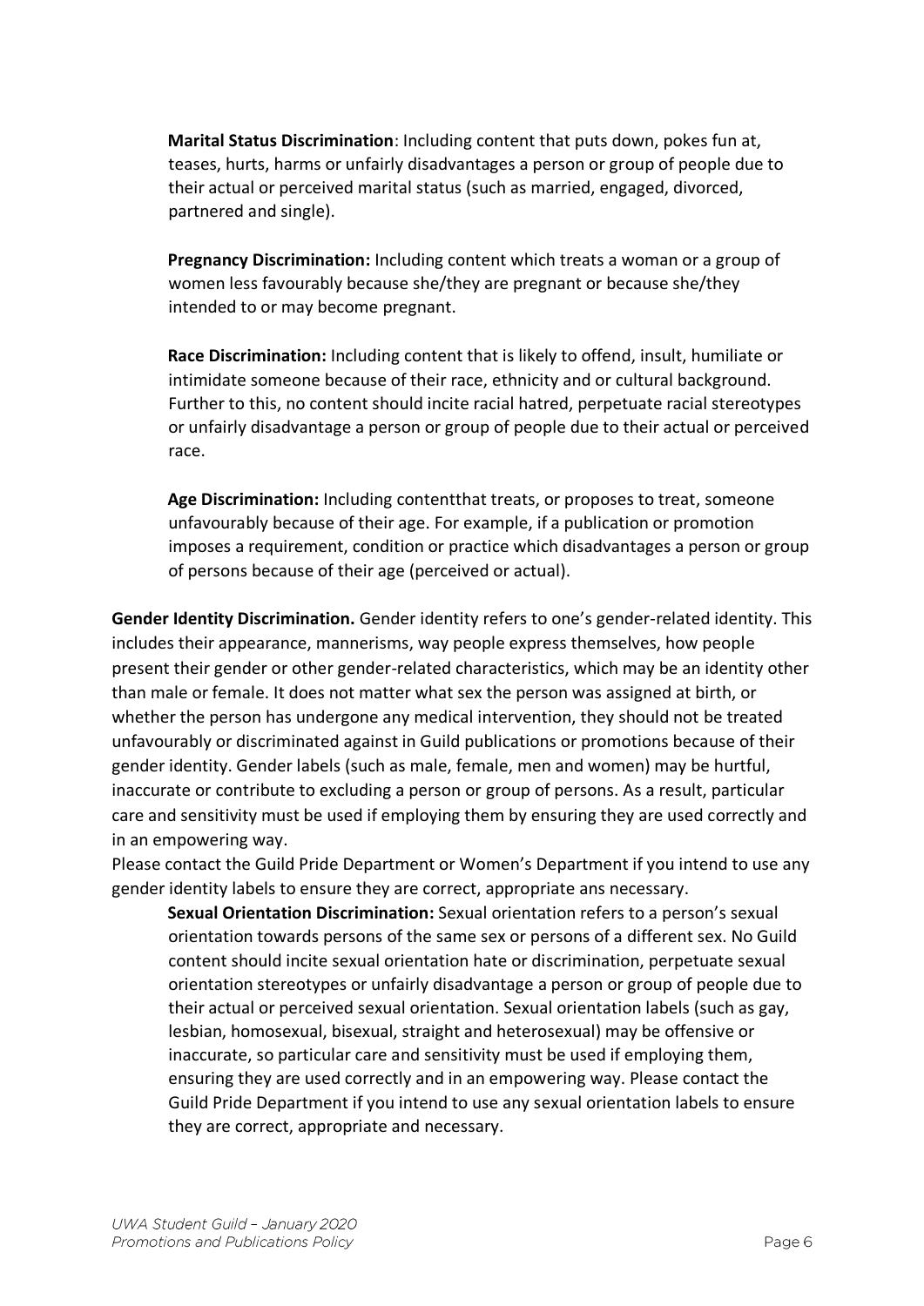**Marital Status Discrimination**: Including content that puts down, pokes fun at, teases, hurts, harms or unfairly disadvantages a person or group of people due to their actual or perceived marital status (such as married, engaged, divorced, partnered and single).

**Pregnancy Discrimination:** Including content which treats a woman or a group of women less favourably because she/they are pregnant or because she/they intended to or may become pregnant.

**Race Discrimination:** Including content that is likely to offend, insult, humiliate or intimidate someone because of their race, ethnicity and or cultural background. Further to this, no content should incite racial hatred, perpetuate racial stereotypes or unfairly disadvantage a person or group of people due to their actual or perceived race.

**Age Discrimination:** Including contentthat treats, or proposes to treat, someone unfavourably because of their age. For example, if a publication or promotion imposes a requirement, condition or practice which disadvantages a person or group of persons because of their age (perceived or actual).

**Gender Identity Discrimination.** Gender identity refers to one's gender-related identity. This includes their appearance, mannerisms, way people express themselves, how people present their gender or other gender-related characteristics, which may be an identity other than male or female. It does not matter what sex the person was assigned at birth, or whether the person has undergone any medical intervention, they should not be treated unfavourably or discriminated against in Guild publications or promotions because of their gender identity. Gender labels (such as male, female, men and women) may be hurtful, inaccurate or contribute to excluding a person or group of persons. As a result, particular care and sensitivity must be used if employing them by ensuring they are used correctly and in an empowering way.

Please contact the Guild Pride Department or Women's Department if you intend to use any gender identity labels to ensure they are correct, appropriate ans necessary.

**Sexual Orientation Discrimination:** Sexual orientation refers to a person's sexual orientation towards persons of the same sex or persons of a different sex. No Guild content should incite sexual orientation hate or discrimination, perpetuate sexual orientation stereotypes or unfairly disadvantage a person or group of people due to their actual or perceived sexual orientation. Sexual orientation labels (such as gay, lesbian, homosexual, bisexual, straight and heterosexual) may be offensive or inaccurate, so particular care and sensitivity must be used if employing them, ensuring they are used correctly and in an empowering way. Please contact the Guild Pride Department if you intend to use any sexual orientation labels to ensure they are correct, appropriate and necessary.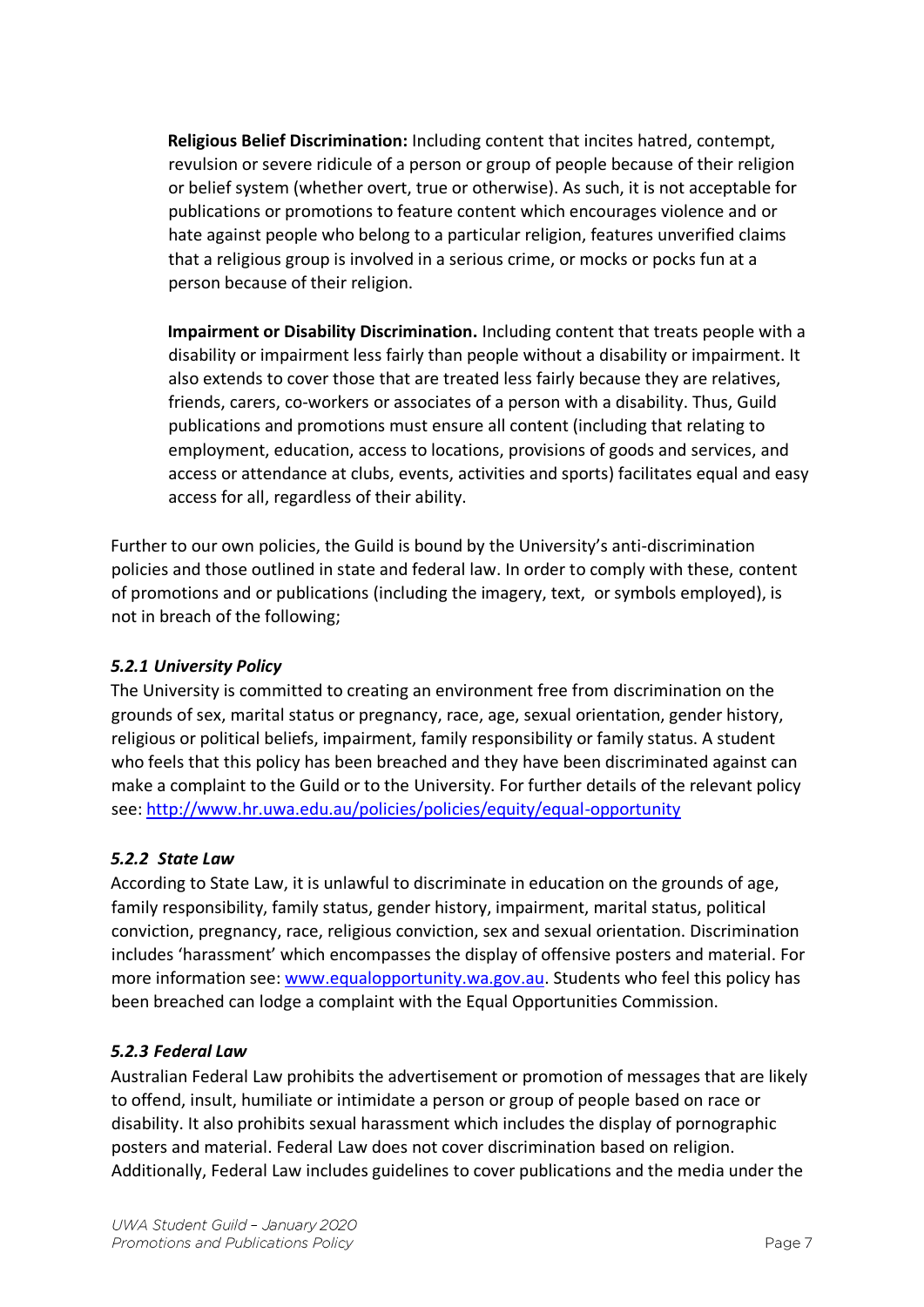**Religious Belief Discrimination:** Including content that incites hatred, contempt, revulsion or severe ridicule of a person or group of people because of their religion or belief system (whether overt, true or otherwise). As such, it is not acceptable for publications or promotions to feature content which encourages violence and or hate against people who belong to a particular religion, features unverified claims that a religious group is involved in a serious crime, or mocks or pocks fun at a person because of their religion.

**Impairment or Disability Discrimination.** Including content that treats people with a disability or impairment less fairly than people without a disability or impairment. It also extends to cover those that are treated less fairly because they are relatives, friends, carers, co-workers or associates of a person with a disability. Thus, Guild publications and promotions must ensure all content (including that relating to employment, education, access to locations, provisions of goods and services, and access or attendance at clubs, events, activities and sports) facilitates equal and easy access for all, regardless of their ability.

Further to our own policies, the Guild is bound by the University's anti-discrimination policies and those outlined in state and federal law. In order to comply with these, content of promotions and or publications (including the imagery, text, or symbols employed), is not in breach of the following;

### *5.2.1 University Policy*

The University is committed to creating an environment free from discrimination on the grounds of sex, marital status or pregnancy, race, age, sexual orientation, gender history, religious or political beliefs, impairment, family responsibility or family status. A student who feels that this policy has been breached and they have been discriminated against can make a complaint to the Guild or to the University. For further details of the relevant policy see: [http://www.hr.uwa.edu.au/policies/policies/equity/equal-opportunity](http://www.hr.uwa.edu.au/policies/policies/equity/equal-opportunity)

### *5.2.2 State Law*

According to State Law, it is unlawful to discriminate in education on the grounds of age, family responsibility, family status, gender history, impairment, marital status, political conviction, pregnancy, race, religious conviction, sex and sexual orientation. Discrimination includes 'harassment' which encompasses the display of offensive posters and material. For more information see: [www.equalopportunity.wa.gov.au](http://www.equalopportunity.wa.gov.au). Students who feel this policy has been breached can lodge a complaint with the Equal Opportunities Commission.

### *5.2.3 Federal Law*

Australian Federal Law prohibits the advertisement or promotion of messages that are likely to offend, insult, humiliate or intimidate a person or group of people based on race or disability. It also prohibits sexual harassment which includes the display of pornographic posters and material. Federal Law does not cover discrimination based on religion. Additionally, Federal Law includes guidelines to cover publications and the media under the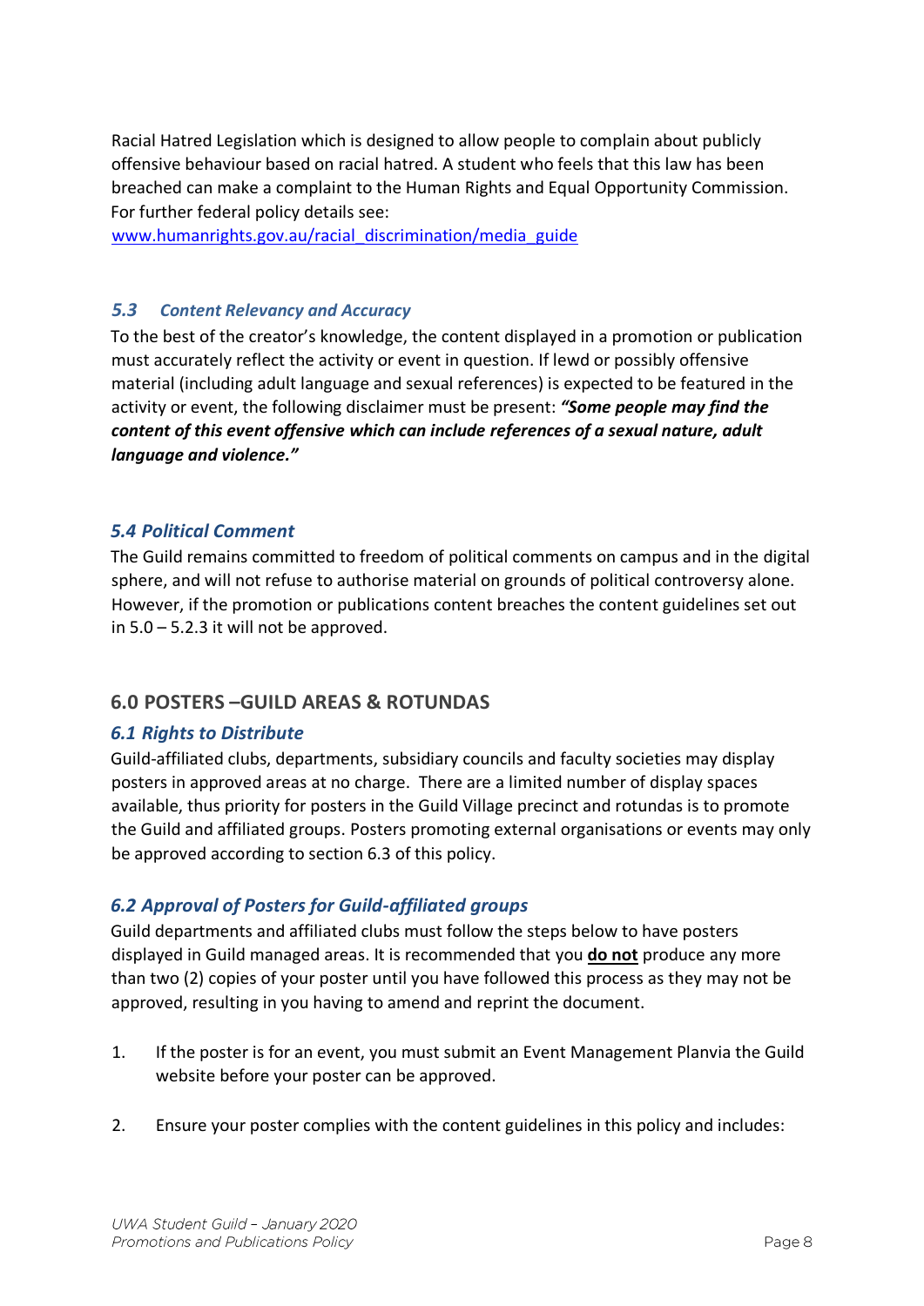Racial Hatred Legislation which is designed to allow people to complain about publicly offensive behaviour based on racial hatred. A student who feels that this law has been breached can make a complaint to the Human Rights and Equal Opportunity Commission. For further federal policy details see:
[www.humanrights.gov.au/racial_discrimination/media_guide](www.humanrights.gov.au/racial_discrimination/media_guide)

### *5.3 Content Relevancy and Accuracy*

To the best of the creator's knowledge, the content displayed in a promotion or publication must accurately reflect the activity or event in question. If lewd or possibly offensive material (including adult language and sexual references) is expected to be featured in the activity or event, the following disclaimer must be present: ***"Some people may find the content of this event offensive which can include references of a sexual nature, adult language and violence."***

### *5.4 Political Comment*

The Guild remains committed to freedom of political comments on campus and in the digital sphere, and will not refuse to authorise material on grounds of political controversy alone. However, if the promotion or publications content breaches the content guidelines set out in 5.0 – 5.2.3 it will not be approved.

## 6.0 POSTERS –GUILD AREAS & ROTUNDAS

### *6.1 Rights to Distribute*

Guild-affiliated clubs, departments, subsidiary councils and faculty societies may display posters in approved areas at no charge. There are a limited number of display spaces available, thus priority for posters in the Guild Village precinct and rotundas is to promote the Guild and affiliated groups. Posters promoting external organisations or events may only be approved according to section 6.3 of this policy.

### *6.2 Approval of Posters for Guild-affiliated groups*

Guild departments and affiliated clubs must follow the steps below to have posters displayed in Guild managed areas. It is recommended that you **do not** produce any more than two (2) copies of your poster until you have followed this process as they may not be approved, resulting in you having to amend and reprint the document.

1. If the poster is for an event, you must submit an Event Management Planvia the Guild website before your poster can be approved.

2. Ensure your poster complies with the content guidelines in this policy and includes: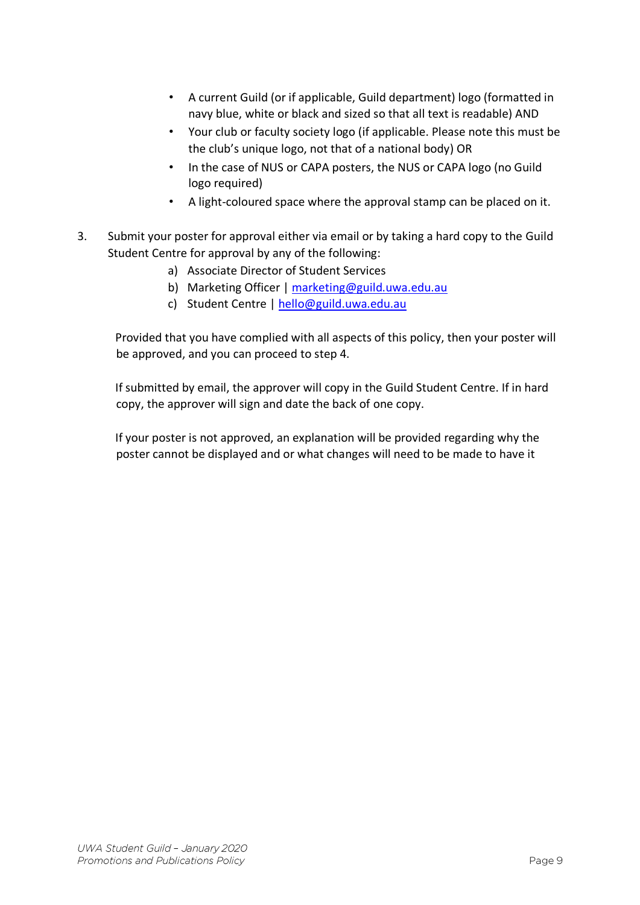- A current Guild (or if applicable, Guild department) logo (formatted in navy blue, white or black and sized so that all text is readable) AND
- Your club or faculty society logo (if applicable. Please note this must be the club's unique logo, not that of a national body) OR
- In the case of NUS or CAPA posters, the NUS or CAPA logo (no Guild logo required)
- A light-coloured space where the approval stamp can be placed on it.

3. Submit your poster for approval either via email or by taking a hard copy to the Guild Student Centre for approval by any of the following:
    a) Associate Director of Student Services
    b) Marketing Officer | marketing@guild.uwa.edu.au
    c) Student Centre | hello@guild.uwa.edu.au

    Provided that you have complied with all aspects of this policy, then your poster will be approved, and you can proceed to step 4.

    If submitted by email, the approver will copy in the Guild Student Centre. If in hard copy, the approver will sign and date the back of one copy.

    If your poster is not approved, an explanation will be provided regarding why the poster cannot be displayed and or what changes will need to be made to have it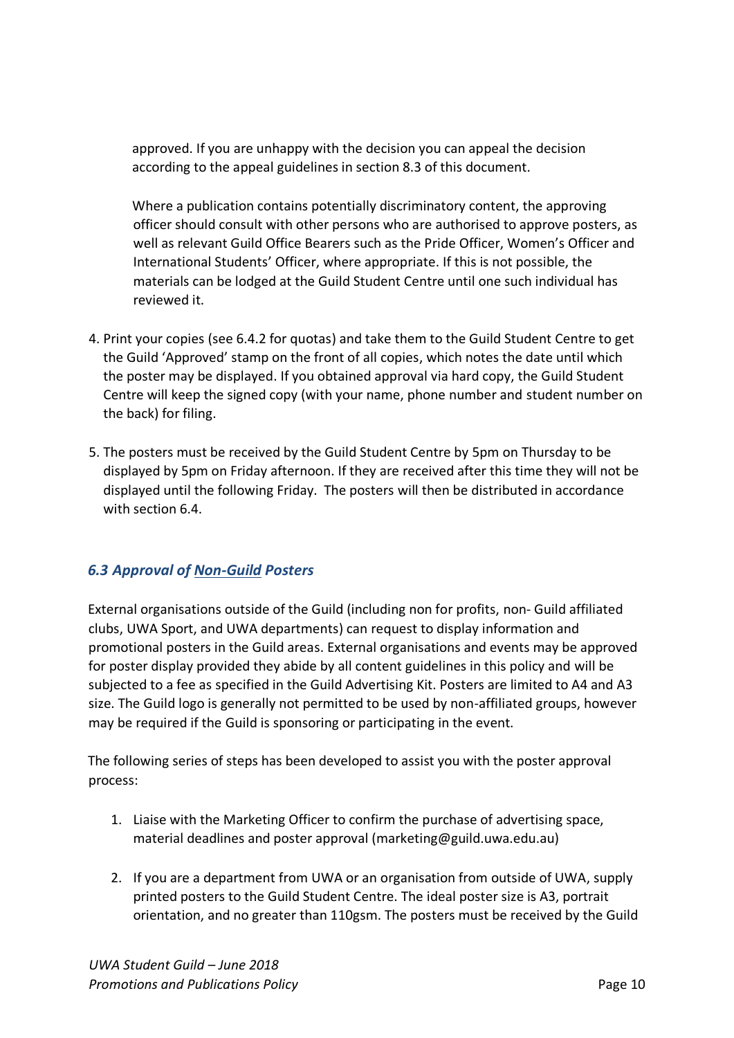approved. If you are unhappy with the decision you can appeal the decision according to the appeal guidelines in section 8.3 of this document.

Where a publication contains potentially discriminatory content, the approving officer should consult with other persons who are authorised to approve posters, as well as relevant Guild Office Bearers such as the Pride Officer, Women's Officer and International Students' Officer, where appropriate. If this is not possible, the materials can be lodged at the Guild Student Centre until one such individual has reviewed it.

4. Print your copies (see 6.4.2 for quotas) and take them to the Guild Student Centre to get the Guild 'Approved' stamp on the front of all copies, which notes the date until which the poster may be displayed. If you obtained approval via hard copy, the Guild Student Centre will keep the signed copy (with your name, phone number and student number on the back) for filing.

5. The posters must be received by the Guild Student Centre by 5pm on Thursday to be displayed by 5pm on Friday afternoon. If they are received after this time they will not be displayed until the following Friday. The posters will then be distributed in accordance with section 6.4.

### *6.3 Approval of Non-Guild Posters*

External organisations outside of the Guild (including non for profits, non- Guild affiliated clubs, UWA Sport, and UWA departments) can request to display information and promotional posters in the Guild areas. External organisations and events may be approved for poster display provided they abide by all content guidelines in this policy and will be subjected to a fee as specified in the Guild Advertising Kit. Posters are limited to A4 and A3 size. The Guild logo is generally not permitted to be used by non-affiliated groups, however may be required if the Guild is sponsoring or participating in the event.

The following series of steps has been developed to assist you with the poster approval process:

1. Liaise with the Marketing Officer to confirm the purchase of advertising space, material deadlines and poster approval (marketing@guild.uwa.edu.au)

2. If you are a department from UWA or an organisation from outside of UWA, supply printed posters to the Guild Student Centre. The ideal poster size is A3, portrait orientation, and no greater than 110gsm. The posters must be received by the Guild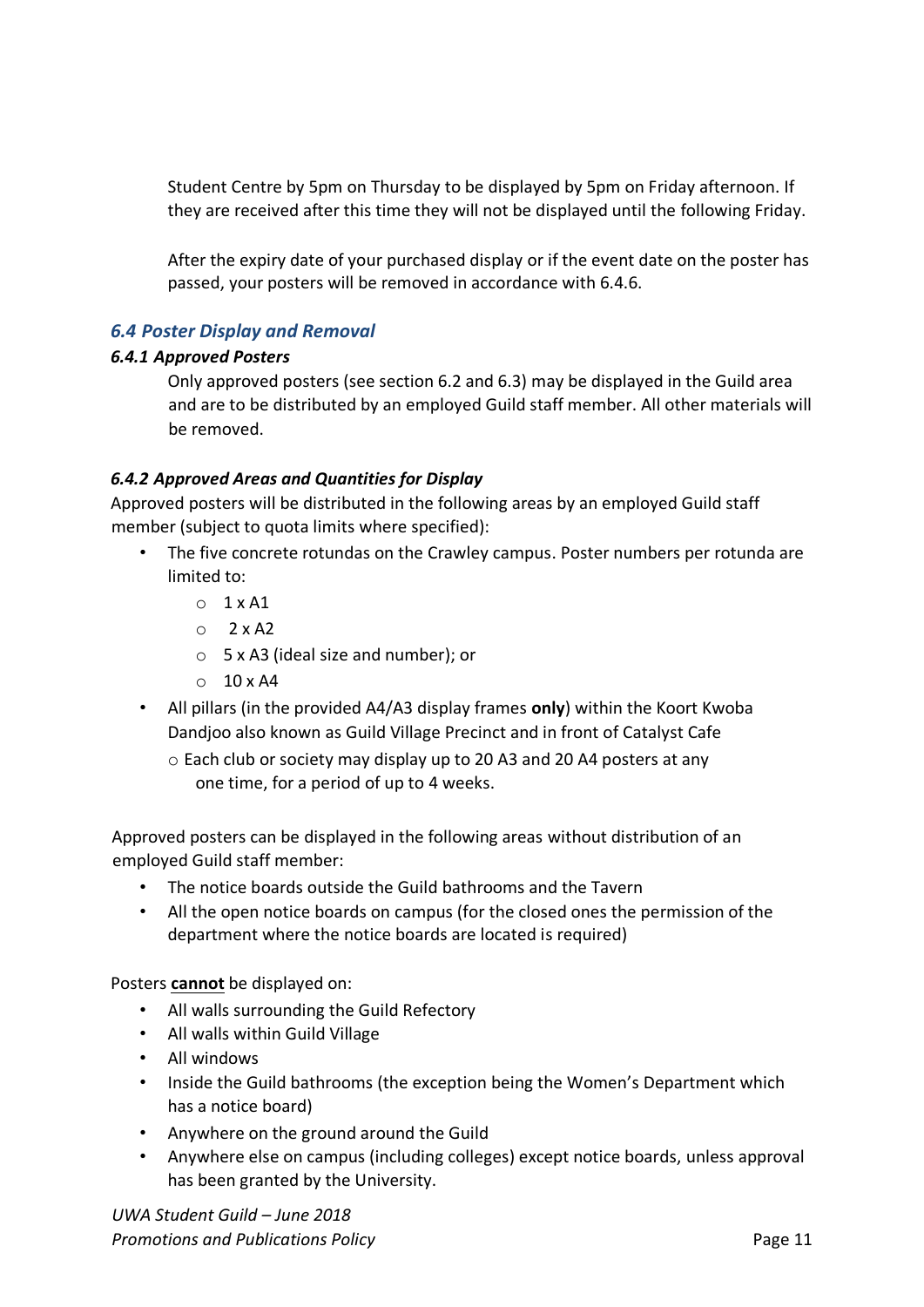Student Centre by 5pm on Thursday to be displayed by 5pm on Friday afternoon. If they are received after this time they will not be displayed until the following Friday.

After the expiry date of your purchased display or if the event date on the poster has passed, your posters will be removed in accordance with 6.4.6.

## *6.4 Poster Display and Removal*

### ***6.4.1 Approved Posters***

Only approved posters (see section 6.2 and 6.3) may be displayed in the Guild area and are to be distributed by an employed Guild staff member. All other materials will be removed.

### ***6.4.2 Approved Areas and Quantities for Display***

Approved posters will be distributed in the following areas by an employed Guild staff member (subject to quota limits where specified):

- The five concrete rotundas on the Crawley campus. Poster numbers per rotunda are limited to:
  - 1 x A1
  - 2 x A2
  - 5 x A3 (ideal size and number); or
  - 10 x A4
- All pillars (in the provided A4/A3 display frames **only**) within the Koort Kwoba Dandjoo also known as Guild Village Precinct and in front of Catalyst Cafe
  - Each club or society may display up to 20 A3 and 20 A4 posters at any one time, for a period of up to 4 weeks.

Approved posters can be displayed in the following areas without distribution of an employed Guild staff member:

- The notice boards outside the Guild bathrooms and the Tavern
- All the open notice boards on campus (for the closed ones the permission of the department where the notice boards are located is required)

Posters **<u>cannot</u>** be displayed on:

- All walls surrounding the Guild Refectory
- All walls within Guild Village
- All windows
- Inside the Guild bathrooms (the exception being the Women's Department which has a notice board)
- Anywhere on the ground around the Guild
- Anywhere else on campus (including colleges) except notice boards, unless approval has been granted by the University.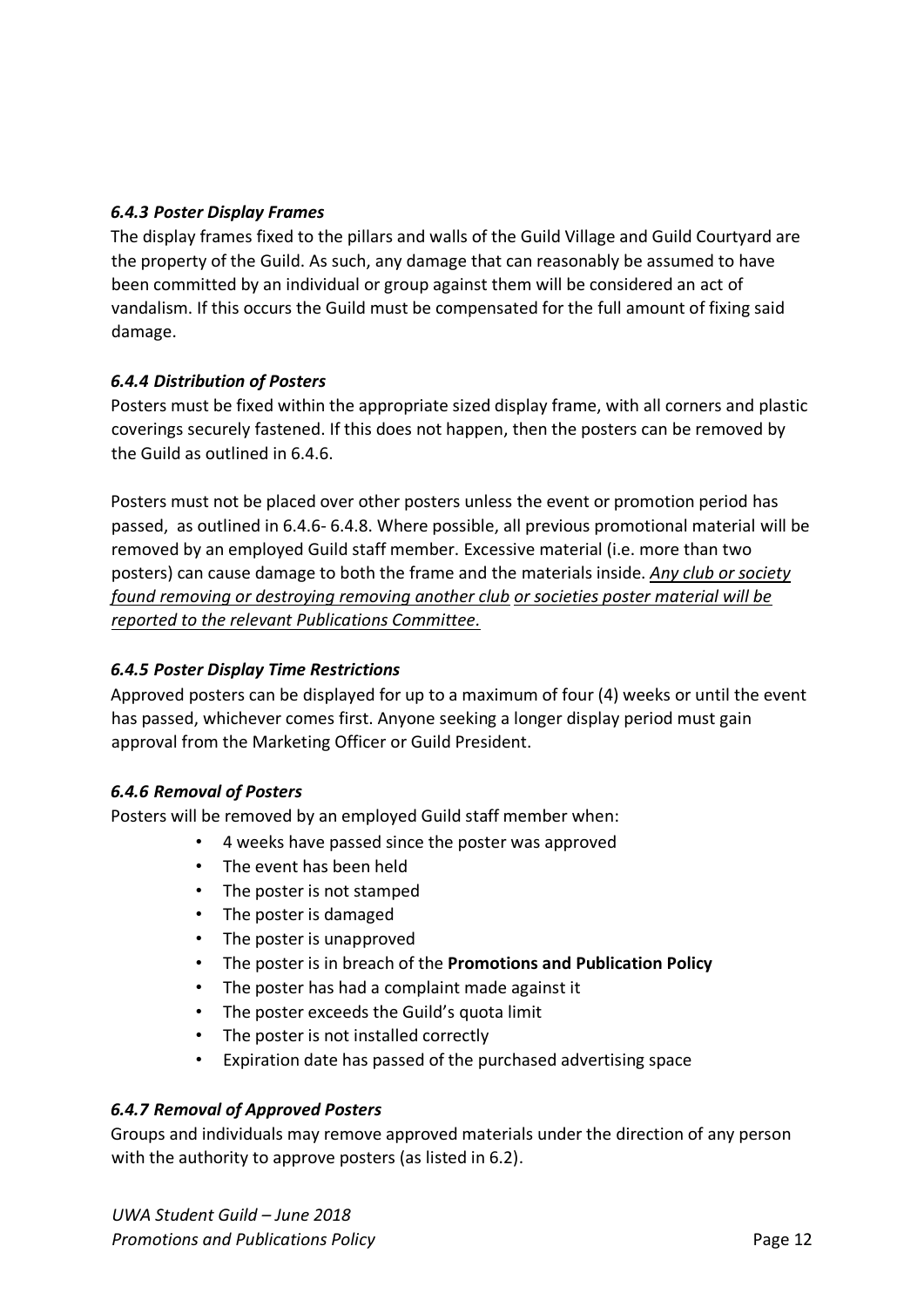### *6.4.3 Poster Display Frames*

The display frames fixed to the pillars and walls of the Guild Village and Guild Courtyard are the property of the Guild. As such, any damage that can reasonably be assumed to have been committed by an individual or group against them will be considered an act of vandalism. If this occurs the Guild must be compensated for the full amount of fixing said damage.

### *6.4.4 Distribution of Posters*

Posters must be fixed within the appropriate sized display frame, with all corners and plastic coverings securely fastened. If this does not happen, then the posters can be removed by the Guild as outlined in 6.4.6.

Posters must not be placed over other posters unless the event or promotion period has passed, as outlined in 6.4.6- 6.4.8. Where possible, all previous promotional material will be removed by an employed Guild staff member. Excessive material (i.e. more than two posters) can cause damage to both the frame and the materials inside. <u>*Any club or society found removing or destroying removing another club or societies poster material will be reported to the relevant Publications Committee.*</u>

### *6.4.5 Poster Display Time Restrictions*

Approved posters can be displayed for up to a maximum of four (4) weeks or until the event has passed, whichever comes first. Anyone seeking a longer display period must gain approval from the Marketing Officer or Guild President.

### *6.4.6 Removal of Posters*

Posters will be removed by an employed Guild staff member when:

- 4 weeks have passed since the poster was approved
- The event has been held
- The poster is not stamped
- The poster is damaged
- The poster is unapproved
- The poster is in breach of the **Promotions and Publication Policy**
- The poster has had a complaint made against it
- The poster exceeds the Guild's quota limit
- The poster is not installed correctly
- Expiration date has passed of the purchased advertising space

### *6.4.7 Removal of Approved Posters*

Groups and individuals may remove approved materials under the direction of any person with the authority to approve posters (as listed in 6.2).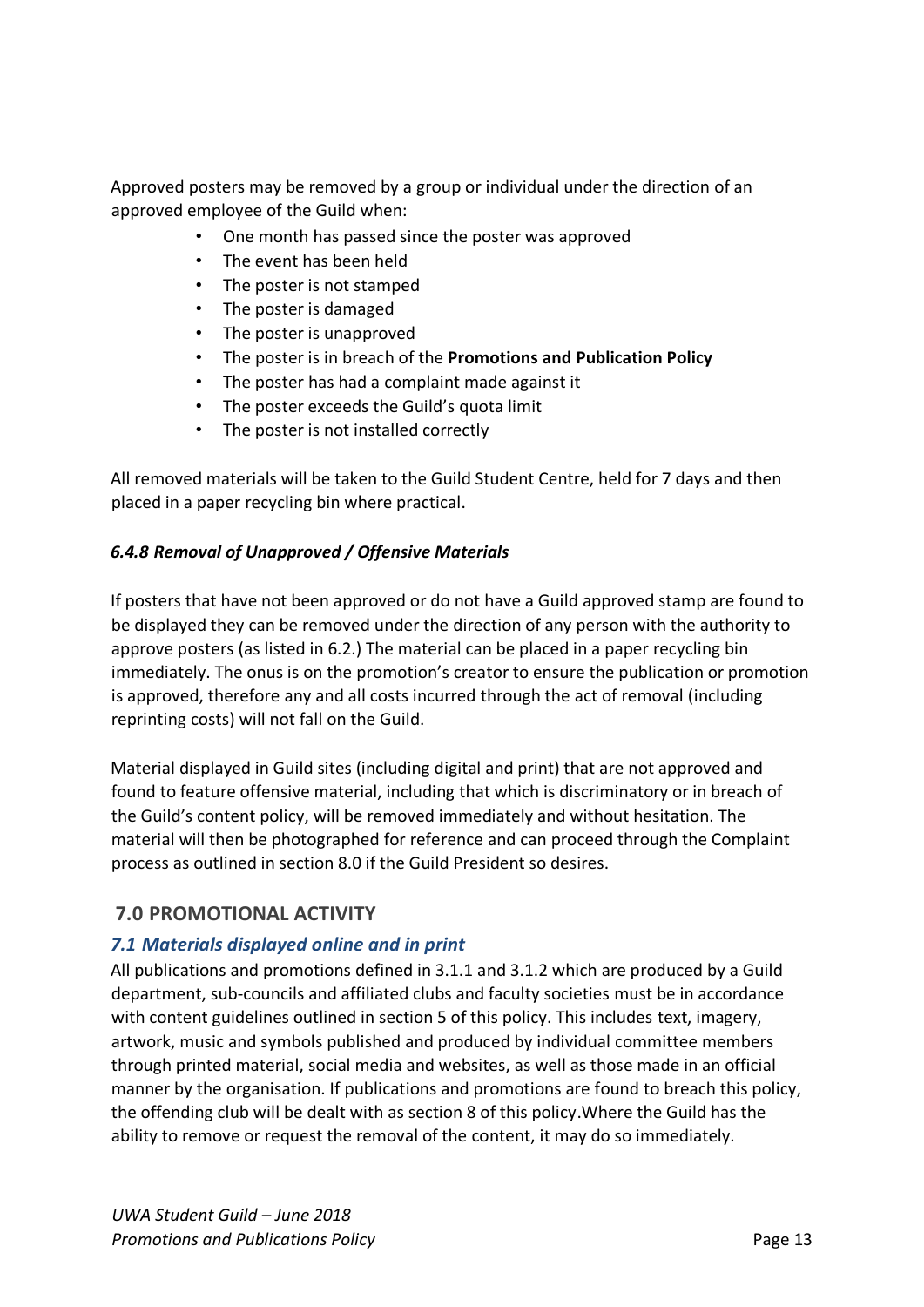Approved posters may be removed by a group or individual under the direction of an approved employee of the Guild when:

- One month has passed since the poster was approved
- The event has been held
- The poster is not stamped
- The poster is damaged
- The poster is unapproved
- The poster is in breach of the **Promotions and Publication Policy**
- The poster has had a complaint made against it
- The poster exceeds the Guild's quota limit
- The poster is not installed correctly

All removed materials will be taken to the Guild Student Centre, held for 7 days and then placed in a paper recycling bin where practical.

#### *6.4.8 Removal of Unapproved / Offensive Materials*

If posters that have not been approved or do not have a Guild approved stamp are found to be displayed they can be removed under the direction of any person with the authority to approve posters (as listed in 6.2.) The material can be placed in a paper recycling bin immediately. The onus is on the promotion's creator to ensure the publication or promotion is approved, therefore any and all costs incurred through the act of removal (including reprinting costs) will not fall on the Guild.

Material displayed in Guild sites (including digital and print) that are not approved and found to feature offensive material, including that which is discriminatory or in breach of the Guild's content policy, will be removed immediately and without hesitation. The material will then be photographed for reference and can proceed through the Complaint process as outlined in section 8.0 if the Guild President so desires.

## 7.0 PROMOTIONAL ACTIVITY

### *7.1 Materials displayed online and in print*

All publications and promotions defined in 3.1.1 and 3.1.2 which are produced by a Guild department, sub-councils and affiliated clubs and faculty societies must be in accordance with content guidelines outlined in section 5 of this policy. This includes text, imagery, artwork, music and symbols published and produced by individual committee members through printed material, social media and websites, as well as those made in an official manner by the organisation. If publications and promotions are found to breach this policy, the offending club will be dealt with as section 8 of this policy.Where the Guild has the ability to remove or request the removal of the content, it may do so immediately.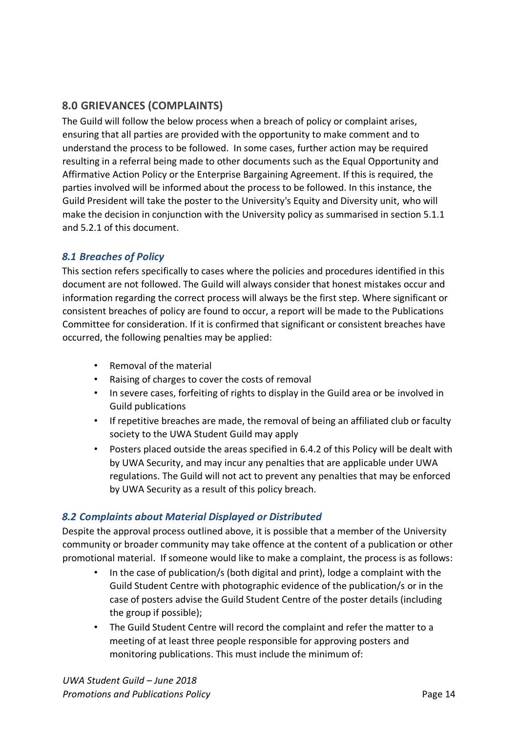## 8.0 GRIEVANCES (COMPLAINTS)

The Guild will follow the below process when a breach of policy or complaint arises, ensuring that all parties are provided with the opportunity to make comment and to understand the process to be followed. In some cases, further action may be required resulting in a referral being made to other documents such as the Equal Opportunity and Affirmative Action Policy or the Enterprise Bargaining Agreement. If this is required, the parties involved will be informed about the process to be followed. In this instance, the Guild President will take the poster to the University's Equity and Diversity unit, who will make the decision in conjunction with the University policy as summarised in section 5.1.1 and 5.2.1 of this document.

### *8.1 Breaches of Policy*

This section refers specifically to cases where the policies and procedures identified in this document are not followed. The Guild will always consider that honest mistakes occur and information regarding the correct process will always be the first step. Where significant or consistent breaches of policy are found to occur, a report will be made to the Publications Committee for consideration. If it is confirmed that significant or consistent breaches have occurred, the following penalties may be applied:

- Removal of the material
- Raising of charges to cover the costs of removal
- In severe cases, forfeiting of rights to display in the Guild area or be involved in Guild publications
- If repetitive breaches are made, the removal of being an affiliated club or faculty society to the UWA Student Guild may apply
- Posters placed outside the areas specified in 6.4.2 of this Policy will be dealt with by UWA Security, and may incur any penalties that are applicable under UWA regulations. The Guild will not act to prevent any penalties that may be enforced by UWA Security as a result of this policy breach.

### *8.2 Complaints about Material Displayed or Distributed*

Despite the approval process outlined above, it is possible that a member of the University community or broader community may take offence at the content of a publication or other promotional material. If someone would like to make a complaint, the process is as follows:

- In the case of publication/s (both digital and print), lodge a complaint with the Guild Student Centre with photographic evidence of the publication/s or in the case of posters advise the Guild Student Centre of the poster details (including the group if possible);
- The Guild Student Centre will record the complaint and refer the matter to a meeting of at least three people responsible for approving posters and monitoring publications. This must include the minimum of: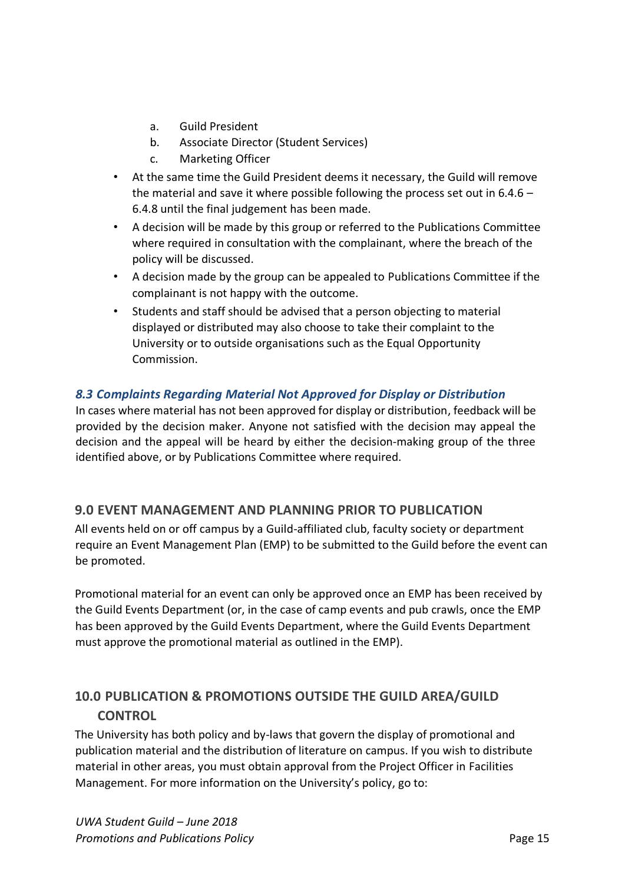a. Guild President
b. Associate Director (Student Services)
c. Marketing Officer

- At the same time the Guild President deems it necessary, the Guild will remove the material and save it where possible following the process set out in 6.4.6 – 6.4.8 until the final judgement has been made.
- A decision will be made by this group or referred to the Publications Committee where required in consultation with the complainant, where the breach of the policy will be discussed.
- A decision made by the group can be appealed to Publications Committee if the complainant is not happy with the outcome.
- Students and staff should be advised that a person objecting to material displayed or distributed may also choose to take their complaint to the University or to outside organisations such as the Equal Opportunity Commission.

### *8.3 Complaints Regarding Material Not Approved for Display or Distribution*

In cases where material has not been approved for display or distribution, feedback will be provided by the decision maker. Anyone not satisfied with the decision may appeal the decision and the appeal will be heard by either the decision-making group of the three identified above, or by Publications Committee where required.

## 9.0 EVENT MANAGEMENT AND PLANNING PRIOR TO PUBLICATION

All events held on or off campus by a Guild-affiliated club, faculty society or department require an Event Management Plan (EMP) to be submitted to the Guild before the event can be promoted.

Promotional material for an event can only be approved once an EMP has been received by the Guild Events Department (or, in the case of camp events and pub crawls, once the EMP has been approved by the Guild Events Department, where the Guild Events Department must approve the promotional material as outlined in the EMP).

## 10.0 PUBLICATION & PROMOTIONS OUTSIDE THE GUILD AREA/GUILD CONTROL

The University has both policy and by-laws that govern the display of promotional and publication material and the distribution of literature on campus. If you wish to distribute material in other areas, you must obtain approval from the Project Officer in Facilities Management. For more information on the University's policy, go to: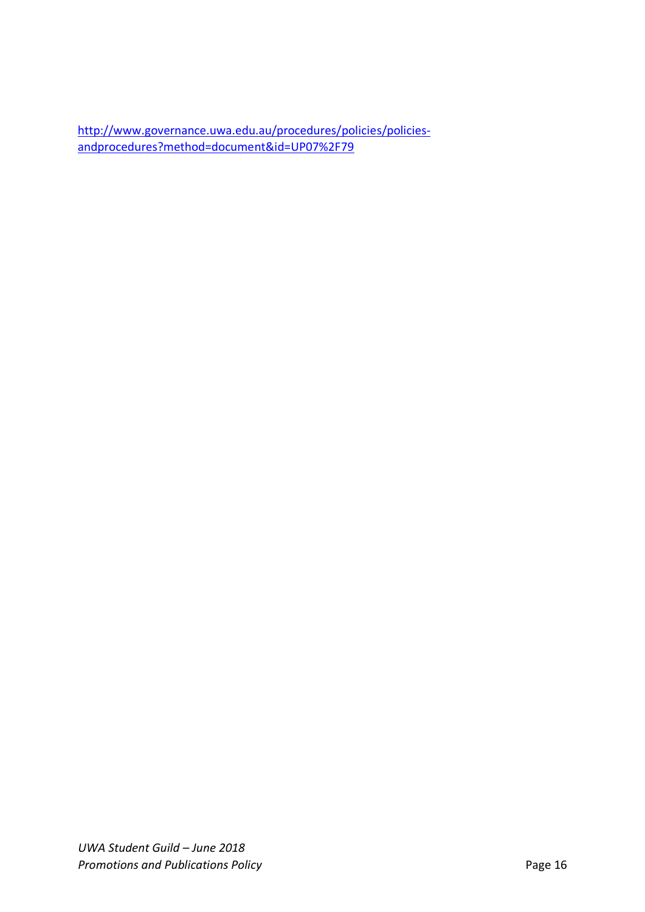[http://www.governance.uwa.edu.au/procedures/policies/policies-andprocedures?method=document&id=UP07%2F79](http://www.governance.uwa.edu.au/procedures/policies/policies-andprocedures?method=document&id=UP07%2F79)